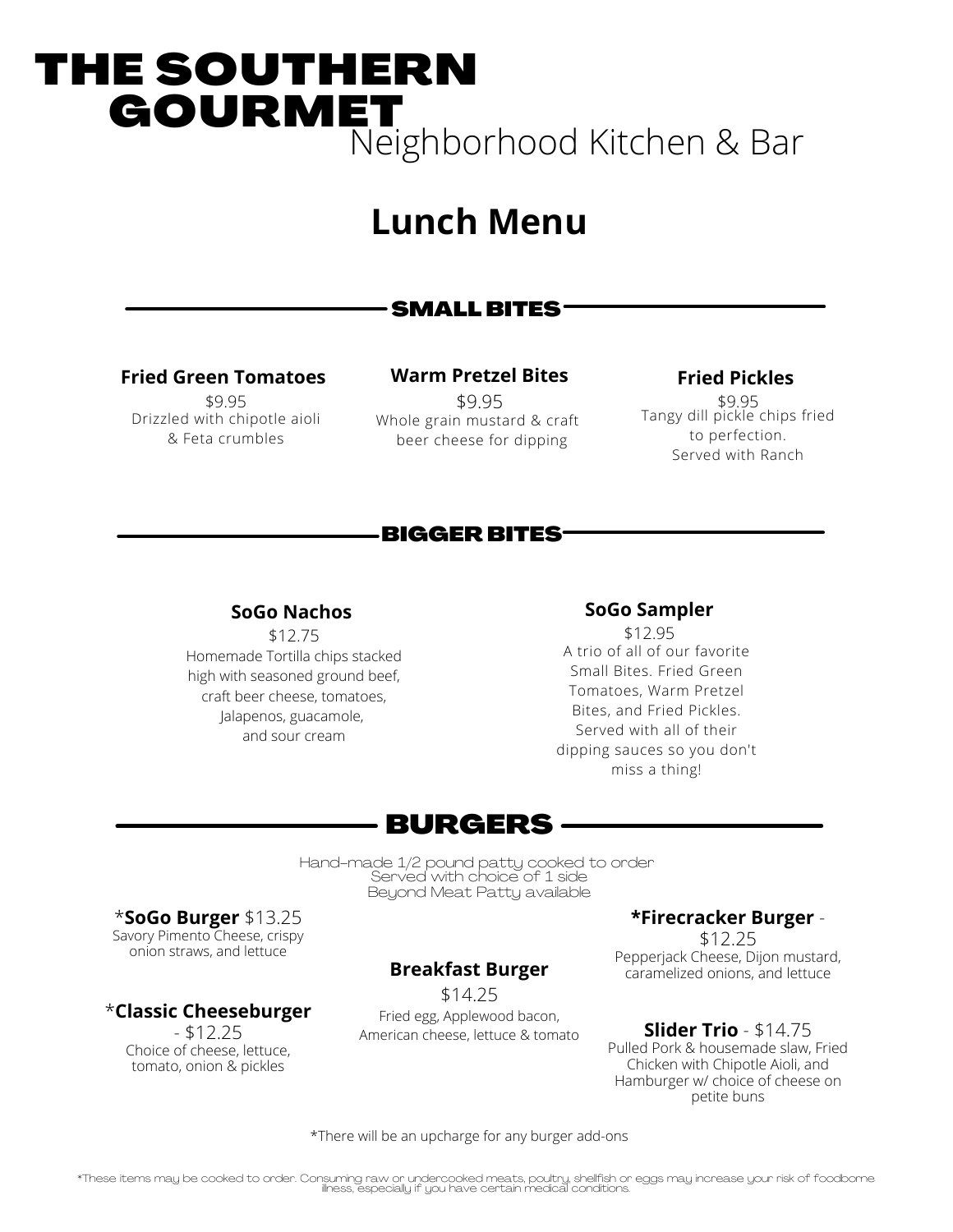# THE SOUTHERN GOURMET

Neighborhood Kitchen & Bar

## Lunch Menu

### SMALL BITES

**Fried Green Tomatoes**
$9.95
Drizzled with chipotle aioli & Feta crumbles

**Warm Pretzel Bites**
$9.95
Whole grain mustard & craft beer cheese for dipping

**Fried Pickles**
$9.95
Tangy dill pickle chips fried to perfection.
Served with Ranch

### BIGGER BITES

**SoGo Nachos**
$12.75
Homemade Tortilla chips stacked high with seasoned ground beef, craft beer cheese, tomatoes, Jalapenos, guacamole, and sour cream

**SoGo Sampler**
$12.95
A trio of all of our favorite Small Bites. Fried Green Tomatoes, Warm Pretzel Bites, and Fried Pickles. Served with all of their dipping sauces so you don't miss a thing!

### BURGERS

Hand-made 1/2 pound patty cooked to order
Served with choice of 1 side
Beyond Meat Patty available

*__SoGo Burger__ $13.25
Savory Pimento Cheese, crispy onion straws, and lettuce

*__Classic Cheeseburger__ - $12.25
Choice of cheese, lettuce, tomato, onion & pickles

**Breakfast Burger**
$14.25
Fried egg, Applewood bacon, American cheese, lettuce & tomato

**\*Firecracker Burger** - $12.25
Pepperjack Cheese, Dijon mustard, caramelized onions, and lettuce

**Slider Trio** - $14.75
Pulled Pork & housemade slaw, Fried Chicken with Chipotle Aioli, and Hamburger w/ choice of cheese on petite buns

*There will be an upcharge for any burger add-ons

*These items may be cooked to order. Consuming raw or undercooked meats, poultry, shellfish or eggs may increase your risk of foodborne illness, especially if you have certain medical conditions.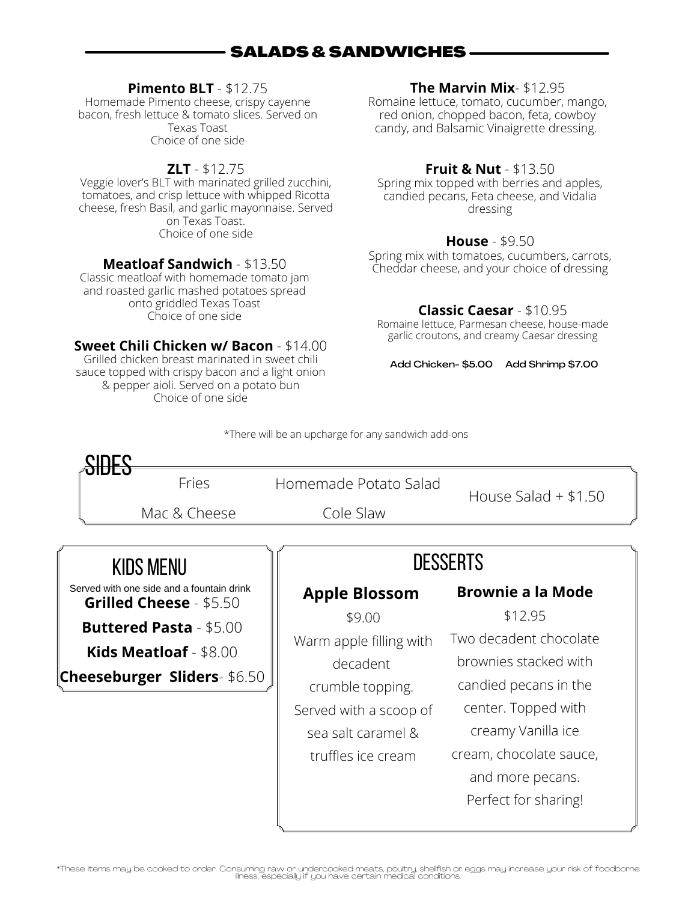## SALADS & SANDWICHES

**Pimento BLT** - $12.75
Homemade Pimento cheese, crispy cayenne bacon, fresh lettuce & tomato slices. Served on Texas Toast
Choice of one side

**ZLT** - $12.75
Veggie lover's BLT with marinated grilled zucchini, tomatoes, and crisp lettuce with whipped Ricotta cheese, fresh Basil, and garlic mayonnaise. Served on Texas Toast.
Choice of one side

**Meatloaf Sandwich** - $13.50
Classic meatloaf with homemade tomato jam and roasted garlic mashed potatoes spread onto griddled Texas Toast
Choice of one side

**Sweet Chili Chicken w/ Bacon** - $14.00
Grilled chicken breast marinated in sweet chili sauce topped with crispy bacon and a light onion & pepper aioli. Served on a potato bun
Choice of one side

**The Marvin Mix**- $12.95
Romaine lettuce, tomato, cucumber, mango, red onion, chopped bacon, feta, cowboy candy, and Balsamic Vinaigrette dressing.

**Fruit & Nut** - $13.50
Spring mix topped with berries and apples, candied pecans, Feta cheese, and Vidalia dressing

**House** - $9.50
Spring mix with tomatoes, cucumbers, carrots, Cheddar cheese, and your choice of dressing

**Classic Caesar** - $10.95
Romaine lettuce, Parmesan cheese, house-made garlic croutons, and creamy Caesar dressing

Add Chicken- $5.00 Add Shrimp $7.00

*There will be an upcharge for any sandwich add-ons

## SIDES

Fries
Mac & Cheese
Homemade Potato Salad
Cole Slaw
House Salad + $1.50

## KIDS MENU

Served with one side and a fountain drink

**Grilled Cheese** - $5.50

**Buttered Pasta** - $5.00

**Kids Meatloaf** - $8.00

**Cheeseburger Sliders**- $6.50

## DESSERTS

**Apple Blossom**
$9.00
Warm apple filling with decadent crumble topping. Served with a scoop of sea salt caramel & truffles ice cream

**Brownie a la Mode**
$12.95
Two decadent chocolate brownies stacked with candied pecans in the center. Topped with creamy Vanilla ice cream, chocolate sauce, and more pecans. Perfect for sharing!

*These items may be cooked to order. Consuming raw or undercooked meats, poultry, shellfish or eggs may increase your risk of foodborne illness, especially if you have certain medical conditions.